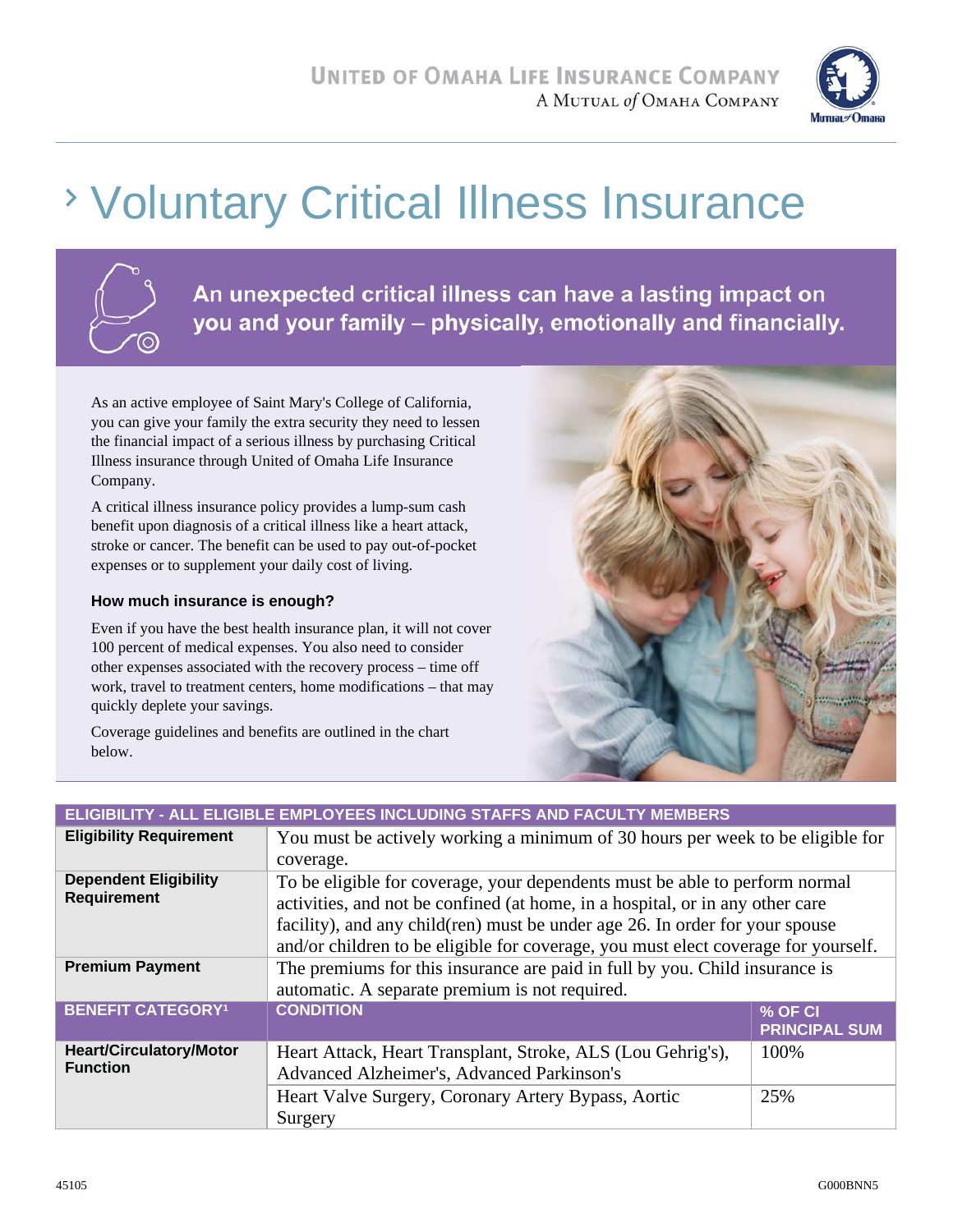**UNITED OF OMAHA LIFE INSURANCE COMPANY**
A MUTUAL *of* OMAHA COMPANY

# › Voluntary Critical Illness Insurance

**An unexpected critical illness can have a lasting impact on you and your family – physically, emotionally and financially.**

As an active employee of Saint Mary's College of California, you can give your family the extra security they need to lessen the financial impact of a serious illness by purchasing Critical Illness insurance through United of Omaha Life Insurance Company.

A critical illness insurance policy provides a lump-sum cash benefit upon diagnosis of a critical illness like a heart attack, stroke or cancer. The benefit can be used to pay out-of-pocket expenses or to supplement your daily cost of living.

### How much insurance is enough?

Even if you have the best health insurance plan, it will not cover 100 percent of medical expenses. You also need to consider other expenses associated with the recovery process – time off work, travel to treatment centers, home modifications – that may quickly deplete your savings.

Coverage guidelines and benefits are outlined in the chart below.

| ELIGIBILITY - ALL ELIGIBLE EMPLOYEES INCLUDING STAFFS AND FACULTY MEMBERS | | |
|---|---|---|
| **Eligibility Requirement** | You must be actively working a minimum of 30 hours per week to be eligible for coverage. | |
| **Dependent Eligibility Requirement** | To be eligible for coverage, your dependents must be able to perform normal activities, and not be confined (at home, in a hospital, or in any other care facility), and any child(ren) must be under age 26. In order for your spouse and/or children to be eligible for coverage, you must elect coverage for yourself. | |
| **Premium Payment** | The premiums for this insurance are paid in full by you. Child insurance is automatic. A separate premium is not required. | |
| **BENEFIT CATEGORY[1]** | **CONDITION** | **% OF CI PRINCIPAL SUM** |
| **Heart/Circulatory/Motor Function** | Heart Attack, Heart Transplant, Stroke, ALS (Lou Gehrig's), Advanced Alzheimer's, Advanced Parkinson's | 100% |
| | Heart Valve Surgery, Coronary Artery Bypass, Aortic Surgery | 25% |

45105 G000BNN5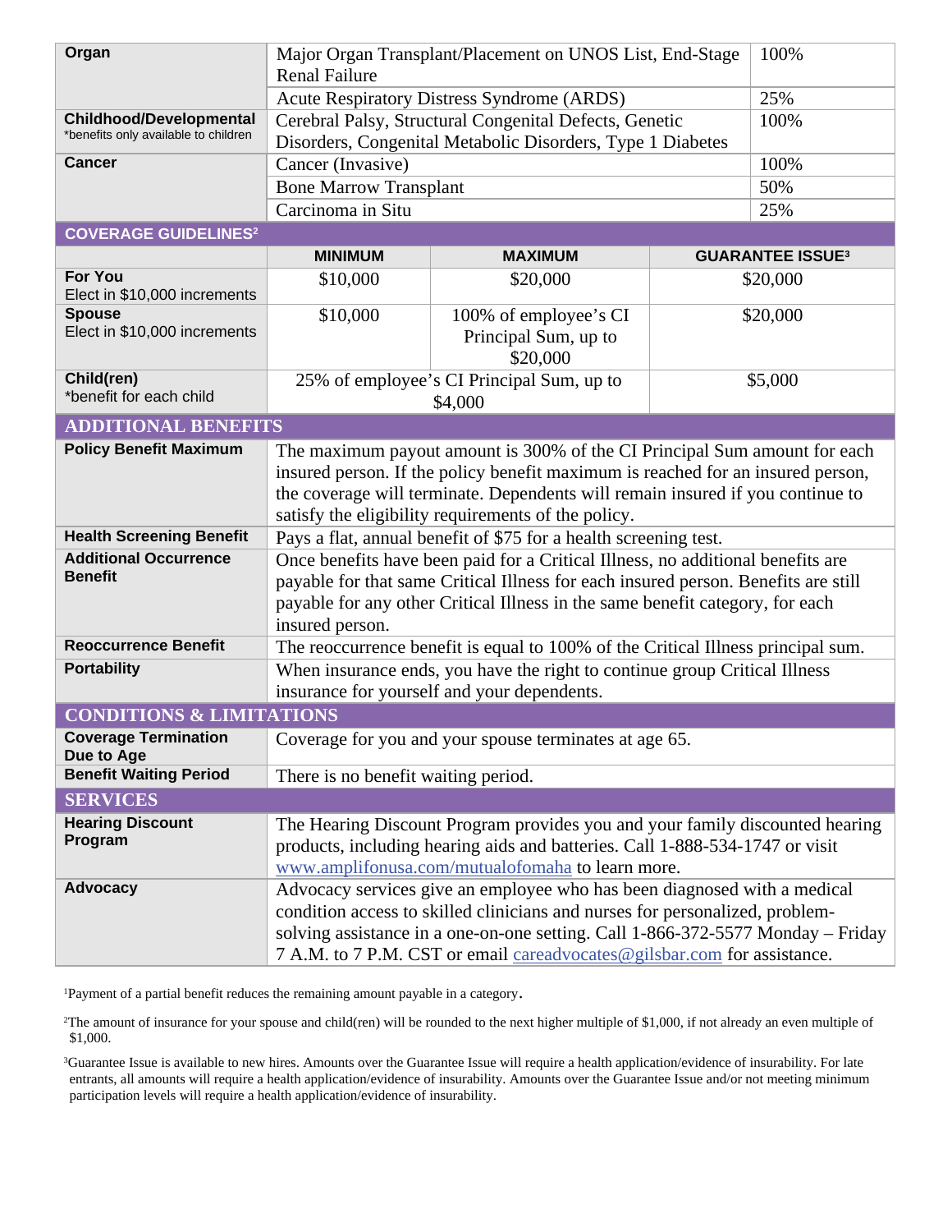| | | |
|---|---|---|
| **Organ** | Major Organ Transplant/Placement on UNOS List, End-Stage Renal Failure | 100% |
| | Acute Respiratory Distress Syndrome (ARDS) | 25% |
| **Childhood/Developmental** *benefits only available to children | Cerebral Palsy, Structural Congenital Defects, Genetic Disorders, Congenital Metabolic Disorders, Type 1 Diabetes | 100% |
| **Cancer** | Cancer (Invasive) | 100% |
| | Bone Marrow Transplant | 50% |
| | Carcinoma in Situ | 25% |

## COVERAGE GUIDELINES[2]

| | MINIMUM | MAXIMUM | GUARANTEE ISSUE[3] |
|---|---|---|---|
| **For You** Elect in $10,000 increments | $10,000 | $20,000 | $20,000 |
| **Spouse** Elect in $10,000 increments | $10,000 | 100% of employee's CI Principal Sum, up to $20,000 | $20,000 |
| **Child(ren)** *benefit for each child | 25% of employee's CI Principal Sum, up to $4,000 | | $5,000 |

## ADDITIONAL BENEFITS

| | |
|---|---|
| **Policy Benefit Maximum** | The maximum payout amount is 300% of the CI Principal Sum amount for each insured person. If the policy benefit maximum is reached for an insured person, the coverage will terminate. Dependents will remain insured if you continue to satisfy the eligibility requirements of the policy. |
| **Health Screening Benefit** | Pays a flat, annual benefit of $75 for a health screening test. |
| **Additional Occurrence Benefit** | Once benefits have been paid for a Critical Illness, no additional benefits are payable for that same Critical Illness for each insured person. Benefits are still payable for any other Critical Illness in the same benefit category, for each insured person. |
| **Reoccurrence Benefit** | The reoccurrence benefit is equal to 100% of the Critical Illness principal sum. |
| **Portability** | When insurance ends, you have the right to continue group Critical Illness insurance for yourself and your dependents. |

## CONDITIONS & LIMITATIONS

| | |
|---|---|
| **Coverage Termination Due to Age** | Coverage for you and your spouse terminates at age 65. |
| **Benefit Waiting Period** | There is no benefit waiting period. |

## SERVICES

| | |
|---|---|
| **Hearing Discount Program** | The Hearing Discount Program provides you and your family discounted hearing products, including hearing aids and batteries. Call 1-888-534-1747 or visit www.amplifonusa.com/mutualofomaha to learn more. |
| **Advocacy** | Advocacy services give an employee who has been diagnosed with a medical condition access to skilled clinicians and nurses for personalized, problem-solving assistance in a one-on-one setting. Call 1-866-372-5577 Monday – Friday 7 A.M. to 7 P.M. CST or email careadvocates@gilsbar.com for assistance. |

[1]Payment of a partial benefit reduces the remaining amount payable in a category.

[2]The amount of insurance for your spouse and child(ren) will be rounded to the next higher multiple of $1,000, if not already an even multiple of $1,000.

[3]Guarantee Issue is available to new hires. Amounts over the Guarantee Issue will require a health application/evidence of insurability. For late entrants, all amounts will require a health application/evidence of insurability. Amounts over the Guarantee Issue and/or not meeting minimum participation levels will require a health application/evidence of insurability.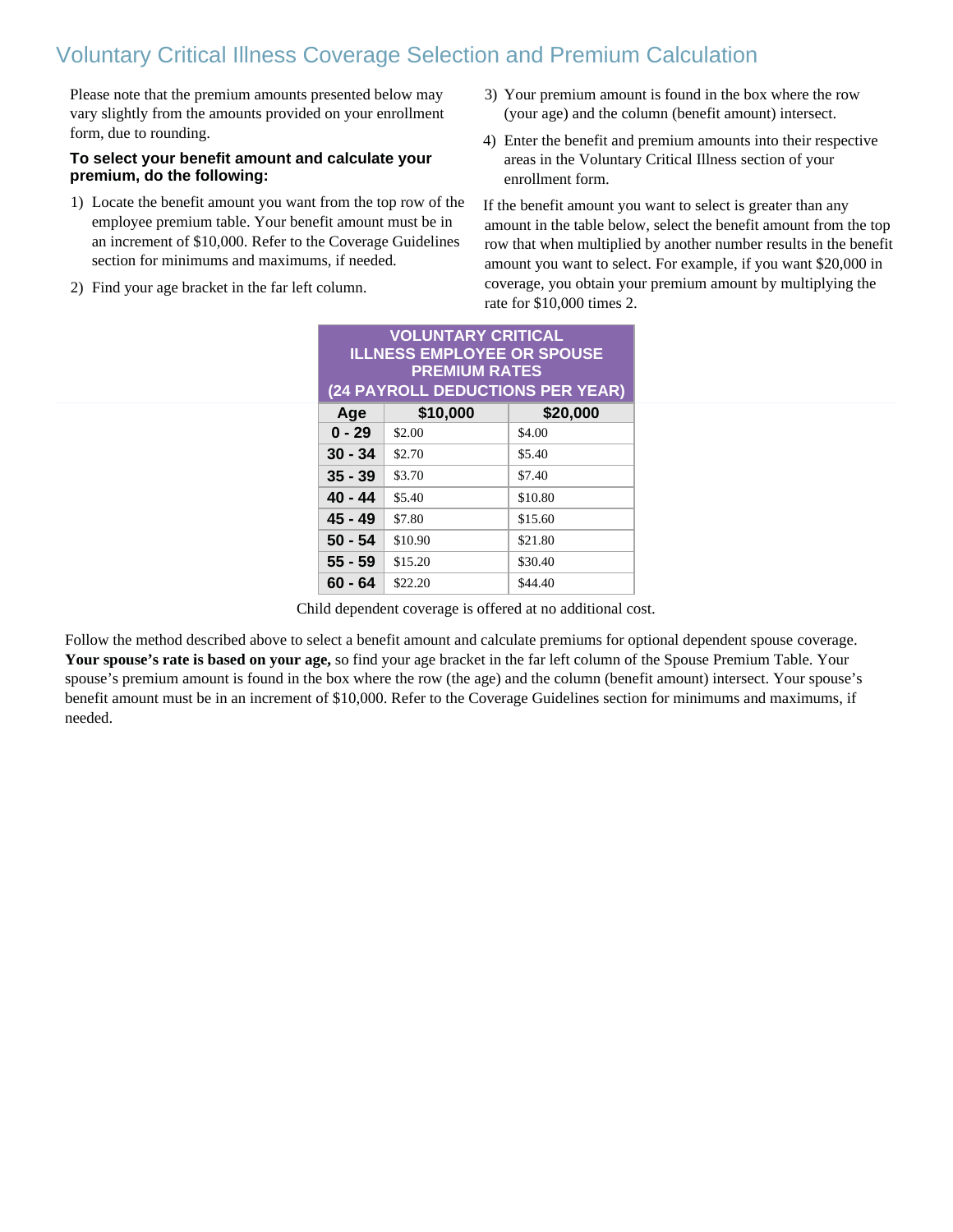# Voluntary Critical Illness Coverage Selection and Premium Calculation

Please note that the premium amounts presented below may vary slightly from the amounts provided on your enrollment form, due to rounding.

**To select your benefit amount and calculate your premium, do the following:**

1) Locate the benefit amount you want from the top row of the employee premium table. Your benefit amount must be in an increment of $10,000. Refer to the Coverage Guidelines section for minimums and maximums, if needed.
2) Find your age bracket in the far left column.
3) Your premium amount is found in the box where the row (your age) and the column (benefit amount) intersect.
4) Enter the benefit and premium amounts into their respective areas in the Voluntary Critical Illness section of your enrollment form.

If the benefit amount you want to select is greater than any amount in the table below, select the benefit amount from the top row that when multiplied by another number results in the benefit amount you want to select. For example, if you want $20,000 in coverage, you obtain your premium amount by multiplying the rate for $10,000 times 2.

| VOLUNTARY CRITICAL ILLNESS EMPLOYEE OR SPOUSE PREMIUM RATES (24 PAYROLL DEDUCTIONS PER YEAR) | | |
|---|---|---|
| **Age** | **$10,000** | **$20,000** |
| **0 - 29** | $2.00 | $4.00 |
| **30 - 34** | $2.70 | $5.40 |
| **35 - 39** | $3.70 | $7.40 |
| **40 - 44** | $5.40 | $10.80 |
| **45 - 49** | $7.80 | $15.60 |
| **50 - 54** | $10.90 | $21.80 |
| **55 - 59** | $15.20 | $30.40 |
| **60 - 64** | $22.20 | $44.40 |

Child dependent coverage is offered at no additional cost.

Follow the method described above to select a benefit amount and calculate premiums for optional dependent spouse coverage. **Your spouse's rate is based on your age,** so find your age bracket in the far left column of the Spouse Premium Table. Your spouse's premium amount is found in the box where the row (the age) and the column (benefit amount) intersect. Your spouse's benefit amount must be in an increment of $10,000. Refer to the Coverage Guidelines section for minimums and maximums, if needed.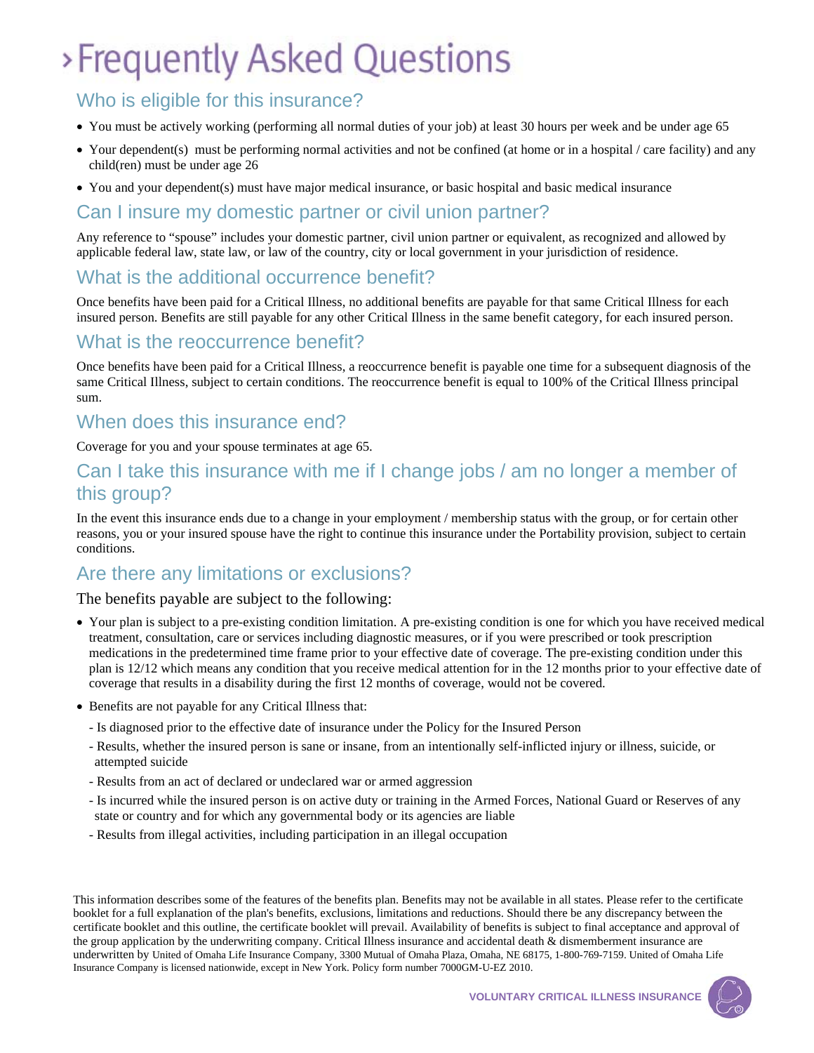# › Frequently Asked Questions

## Who is eligible for this insurance?

- You must be actively working (performing all normal duties of your job) at least 30 hours per week and be under age 65
- Your dependent(s) must be performing normal activities and not be confined (at home or in a hospital / care facility) and any child(ren) must be under age 26
- You and your dependent(s) must have major medical insurance, or basic hospital and basic medical insurance

## Can I insure my domestic partner or civil union partner?

Any reference to "spouse" includes your domestic partner, civil union partner or equivalent, as recognized and allowed by applicable federal law, state law, or law of the country, city or local government in your jurisdiction of residence.

## What is the additional occurrence benefit?

Once benefits have been paid for a Critical Illness, no additional benefits are payable for that same Critical Illness for each insured person. Benefits are still payable for any other Critical Illness in the same benefit category, for each insured person.

## What is the reoccurrence benefit?

Once benefits have been paid for a Critical Illness, a reoccurrence benefit is payable one time for a subsequent diagnosis of the same Critical Illness, subject to certain conditions. The reoccurrence benefit is equal to 100% of the Critical Illness principal sum.

## When does this insurance end?

Coverage for you and your spouse terminates at age 65.

## Can I take this insurance with me if I change jobs / am no longer a member of this group?

In the event this insurance ends due to a change in your employment / membership status with the group, or for certain other reasons, you or your insured spouse have the right to continue this insurance under the Portability provision, subject to certain conditions.

## Are there any limitations or exclusions?

The benefits payable are subject to the following:

- Your plan is subject to a pre-existing condition limitation. A pre-existing condition is one for which you have received medical treatment, consultation, care or services including diagnostic measures, or if you were prescribed or took prescription medications in the predetermined time frame prior to your effective date of coverage. The pre-existing condition under this plan is 12/12 which means any condition that you receive medical attention for in the 12 months prior to your effective date of coverage that results in a disability during the first 12 months of coverage, would not be covered.
- Benefits are not payable for any Critical Illness that:
  - Is diagnosed prior to the effective date of insurance under the Policy for the Insured Person
  - Results, whether the insured person is sane or insane, from an intentionally self-inflicted injury or illness, suicide, or attempted suicide
  - Results from an act of declared or undeclared war or armed aggression
  - Is incurred while the insured person is on active duty or training in the Armed Forces, National Guard or Reserves of any state or country and for which any governmental body or its agencies are liable
  - Results from illegal activities, including participation in an illegal occupation

This information describes some of the features of the benefits plan. Benefits may not be available in all states. Please refer to the certificate booklet for a full explanation of the plan's benefits, exclusions, limitations and reductions. Should there be any discrepancy between the certificate booklet and this outline, the certificate booklet will prevail. Availability of benefits is subject to final acceptance and approval of the group application by the underwriting company. Critical Illness insurance and accidental death & dismemberment insurance are underwritten by United of Omaha Life Insurance Company, 3300 Mutual of Omaha Plaza, Omaha, NE 68175, 1-800-769-7159. United of Omaha Life Insurance Company is licensed nationwide, except in New York. Policy form number 7000GM-U-EZ 2010.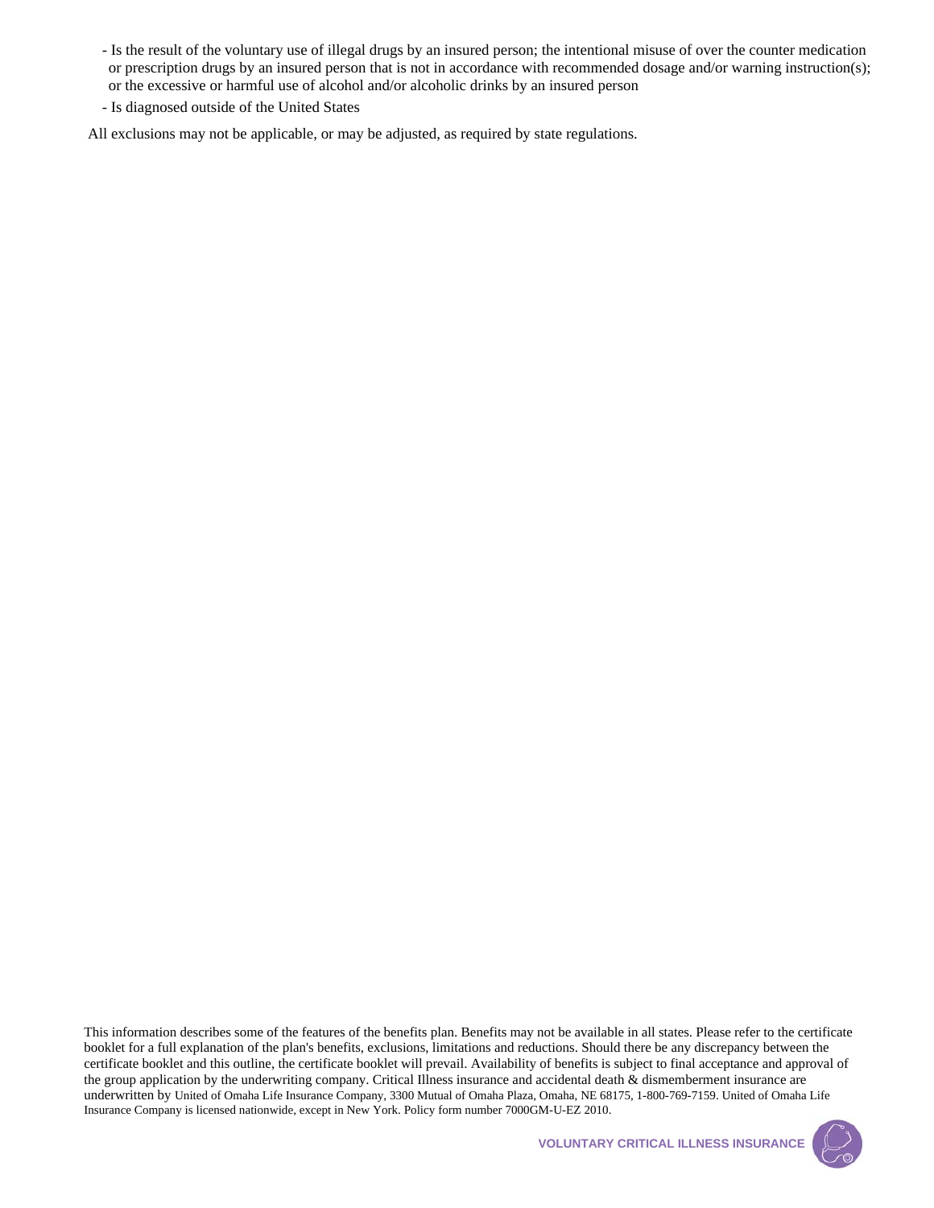- Is the result of the voluntary use of illegal drugs by an insured person; the intentional misuse of over the counter medication or prescription drugs by an insured person that is not in accordance with recommended dosage and/or warning instruction(s); or the excessive or harmful use of alcohol and/or alcoholic drinks by an insured person
- Is diagnosed outside of the United States

All exclusions may not be applicable, or may be adjusted, as required by state regulations.

This information describes some of the features of the benefits plan. Benefits may not be available in all states. Please refer to the certificate booklet for a full explanation of the plan's benefits, exclusions, limitations and reductions. Should there be any discrepancy between the certificate booklet and this outline, the certificate booklet will prevail. Availability of benefits is subject to final acceptance and approval of the group application by the underwriting company. Critical Illness insurance and accidental death & dismemberment insurance are underwritten by United of Omaha Life Insurance Company, 3300 Mutual of Omaha Plaza, Omaha, NE 68175, 1-800-769-7159. United of Omaha Life Insurance Company is licensed nationwide, except in New York. Policy form number 7000GM-U-EZ 2010.